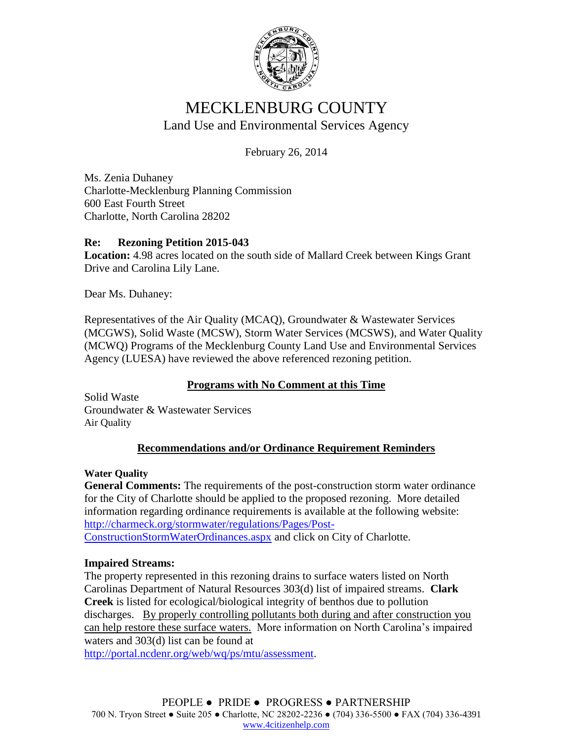# MECKLENBURG COUNTY

Land Use and Environmental Services Agency

February 26, 2014

Ms. Zenia Duhaney  
Charlotte-Mecklenburg Planning Commission  
600 East Fourth Street  
Charlotte, North Carolina 28202

**Re: Rezoning Petition 2015-043**  
**Location:** 4.98 acres located on the south side of Mallard Creek between Kings Grant Drive and Carolina Lily Lane.

Dear Ms. Duhaney:

Representatives of the Air Quality (MCAQ), Groundwater & Wastewater Services (MCGWS), Solid Waste (MCSW), Storm Water Services (MCSWS), and Water Quality (MCWQ) Programs of the Mecklenburg County Land Use and Environmental Services Agency (LUESA) have reviewed the above referenced rezoning petition.

## Programs with No Comment at this Time

Solid Waste  
Groundwater & Wastewater Services  
Air Quality

## Recommendations and/or Ordinance Requirement Reminders

**Water Quality**

**General Comments:** The requirements of the post-construction storm water ordinance for the City of Charlotte should be applied to the proposed rezoning. More detailed information regarding ordinance requirements is available at the following website: http://charmeck.org/stormwater/regulations/Pages/Post-ConstructionStormWaterOrdinances.aspx and click on City of Charlotte.

**Impaired Streams:**

The property represented in this rezoning drains to surface waters listed on North Carolinas Department of Natural Resources 303(d) list of impaired streams. **Clark Creek** is listed for ecological/biological integrity of benthos due to pollution discharges. By properly controlling pollutants both during and after construction you can help restore these surface waters. More information on North Carolina's impaired waters and 303(d) list can be found at http://portal.ncdenr.org/web/wq/ps/mtu/assessment.

PEOPLE ● PRIDE ● PROGRESS ● PARTNERSHIP  
700 N. Tryon Street ● Suite 205 ● Charlotte, NC 28202-2236 ● (704) 336-5500 ● FAX (704) 336-4391  
www.4citizenhelp.com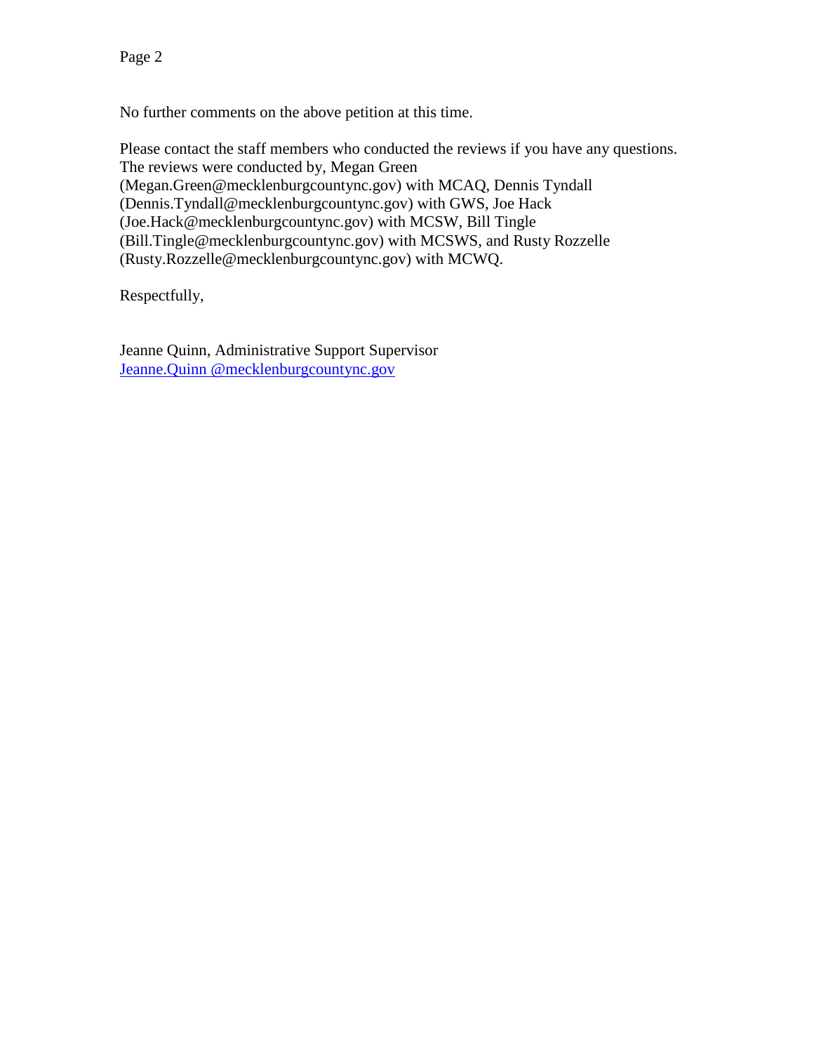No further comments on the above petition at this time.

Please contact the staff members who conducted the reviews if you have any questions. The reviews were conducted by, Megan Green (Megan.Green@mecklenburgcountync.gov) with MCAQ, Dennis Tyndall (Dennis.Tyndall@mecklenburgcountync.gov) with GWS, Joe Hack (Joe.Hack@mecklenburgcountync.gov) with MCSW, Bill Tingle (Bill.Tingle@mecklenburgcountync.gov) with MCSWS, and Rusty Rozzelle (Rusty.Rozzelle@mecklenburgcountync.gov) with MCWQ.

Respectfully,

Jeanne Quinn, Administrative Support Supervisor
Jeanne.Quinn @mecklenburgcountync.gov